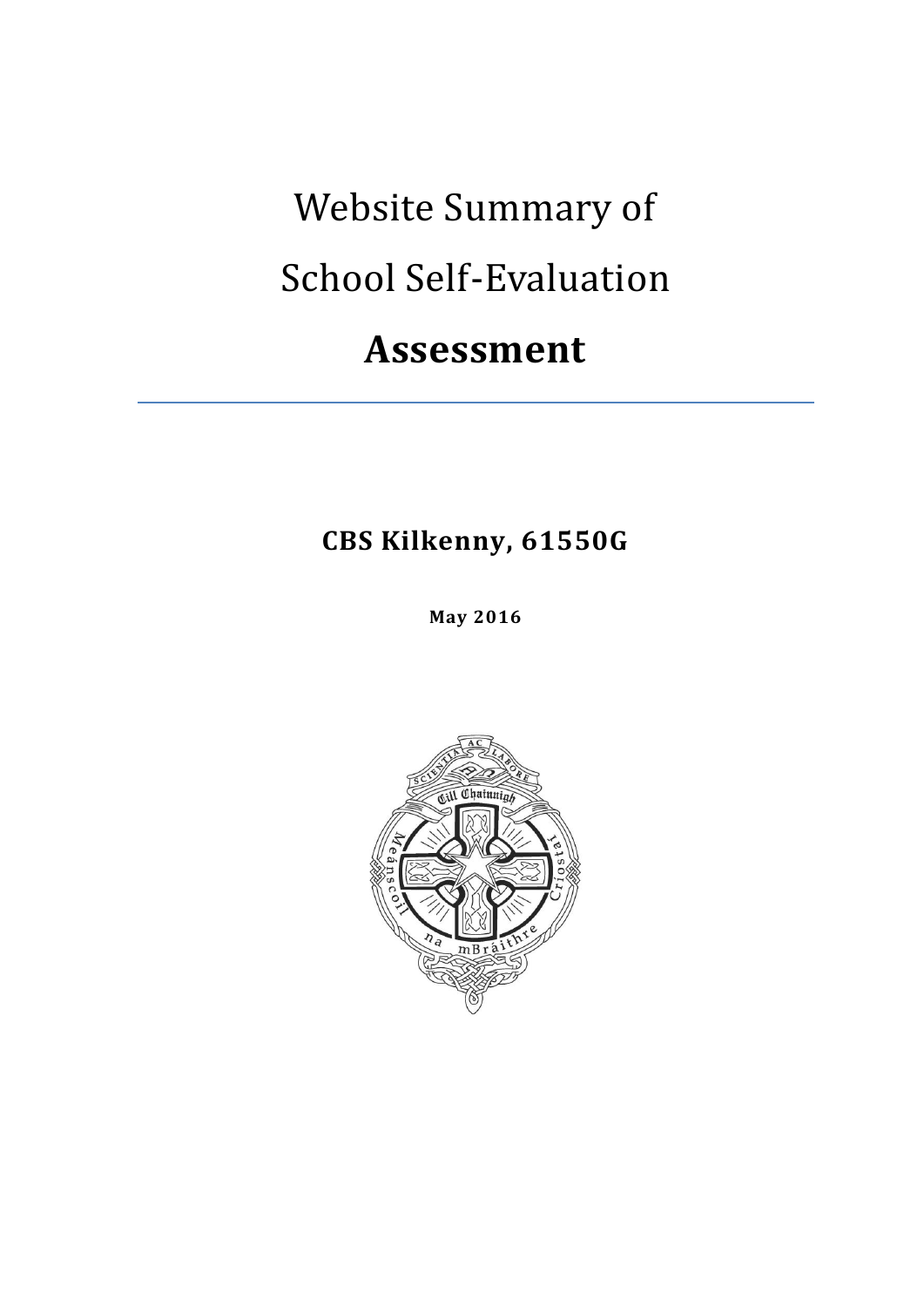# Website Summary of School Self-Evaluation

# **Assessment**

---

**CBS Kilkenny, 61550G**

**May 2016**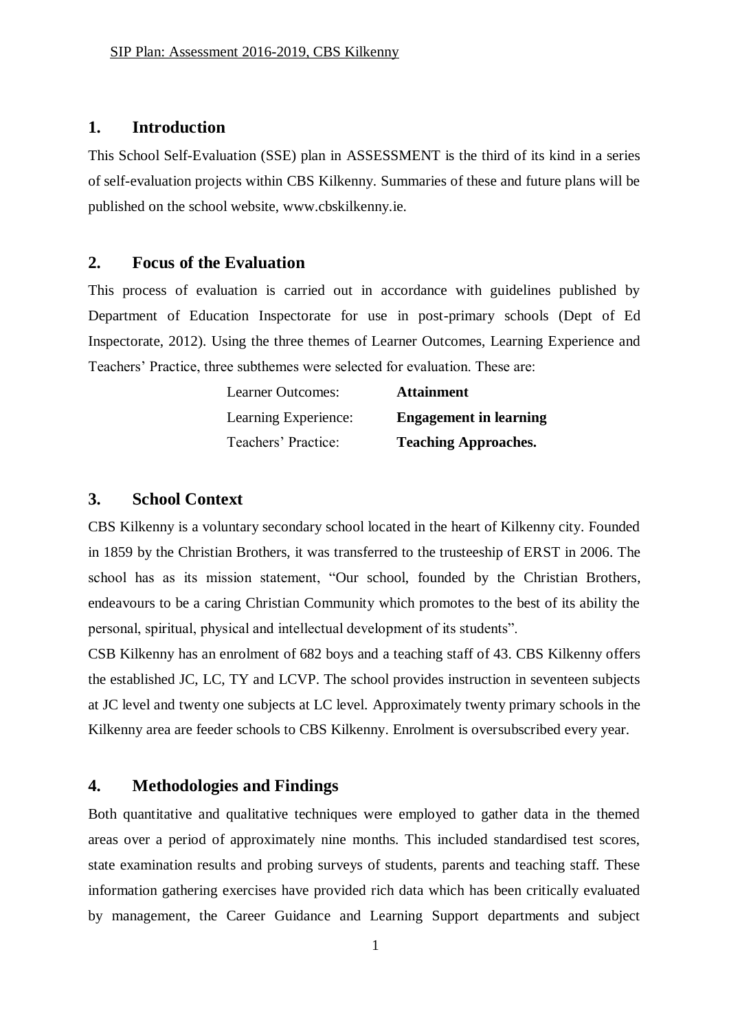## 1. Introduction

This School Self-Evaluation (SSE) plan in ASSESSMENT is the third of its kind in a series of self-evaluation projects within CBS Kilkenny. Summaries of these and future plans will be published on the school website, www.cbskilkenny.ie.

## 2. Focus of the Evaluation

This process of evaluation is carried out in accordance with guidelines published by Department of Education Inspectorate for use in post-primary schools (Dept of Ed Inspectorate, 2012). Using the three themes of Learner Outcomes, Learning Experience and Teachers' Practice, three subthemes were selected for evaluation. These are:

| | |
|---|---|
| Learner Outcomes: | **Attainment** |
| Learning Experience: | **Engagement in learning** |
| Teachers' Practice: | **Teaching Approaches.** |

## 3. School Context

CBS Kilkenny is a voluntary secondary school located in the heart of Kilkenny city. Founded in 1859 by the Christian Brothers, it was transferred to the trusteeship of ERST in 2006. The school has as its mission statement, "Our school, founded by the Christian Brothers, endeavours to be a caring Christian Community which promotes to the best of its ability the personal, spiritual, physical and intellectual development of its students".

CSB Kilkenny has an enrolment of 682 boys and a teaching staff of 43. CBS Kilkenny offers the established JC, LC, TY and LCVP. The school provides instruction in seventeen subjects at JC level and twenty one subjects at LC level. Approximately twenty primary schools in the Kilkenny area are feeder schools to CBS Kilkenny. Enrolment is oversubscribed every year.

## 4. Methodologies and Findings

Both quantitative and qualitative techniques were employed to gather data in the themed areas over a period of approximately nine months. This included standardised test scores, state examination results and probing surveys of students, parents and teaching staff. These information gathering exercises have provided rich data which has been critically evaluated by management, the Career Guidance and Learning Support departments and subject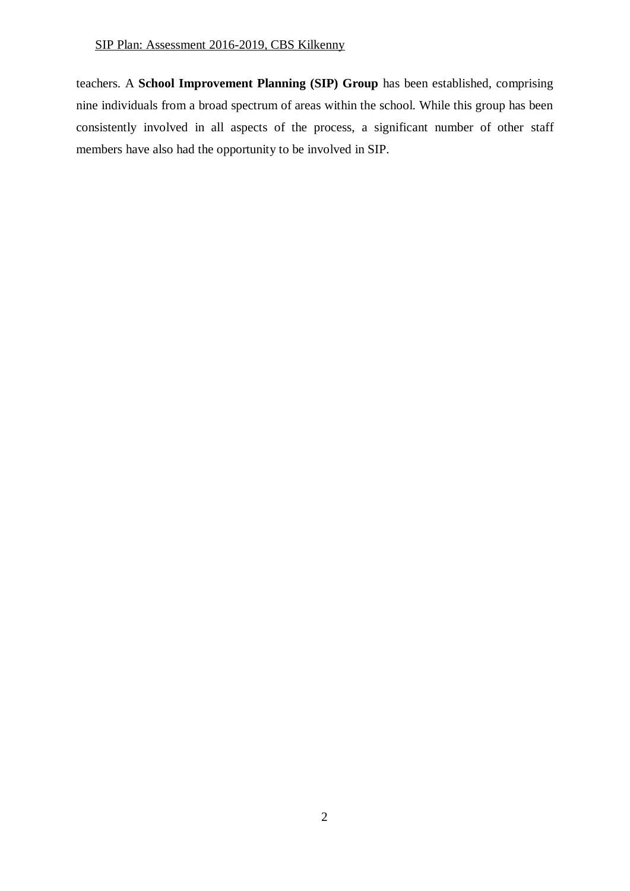teachers. A **School Improvement Planning (SIP) Group** has been established, comprising nine individuals from a broad spectrum of areas within the school. While this group has been consistently involved in all aspects of the process, a significant number of other staff members have also had the opportunity to be involved in SIP.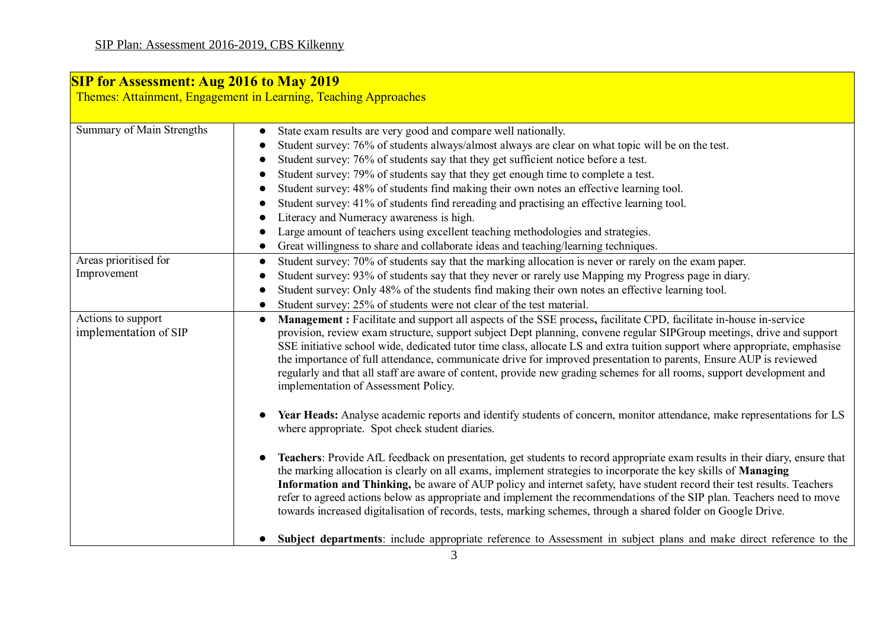SIP Plan: Assessment 2016-2019, CBS Kilkenny

| **SIP for Assessment: Aug 2016 to May 2019**<br>Themes: Attainment, Engagement in Learning, Teaching Approaches | |
|---|---|
| Summary of Main Strengths | • State exam results are very good and compare well nationally.<br>• Student survey: 76% of students always/almost always are clear on what topic will be on the test.<br>• Student survey: 76% of students say that they get sufficient notice before a test.<br>• Student survey: 79% of students say that they get enough time to complete a test.<br>• Student survey: 48% of students find making their own notes an effective learning tool.<br>• Student survey: 41% of students find rereading and practising an effective learning tool.<br>• Literacy and Numeracy awareness is high.<br>• Large amount of teachers using excellent teaching methodologies and strategies.<br>• Great willingness to share and collaborate ideas and teaching/learning techniques. |
| Areas prioritised for Improvement | • Student survey: 70% of students say that the marking allocation is never or rarely on the exam paper.<br>• Student survey: 93% of students say that they never or rarely use Mapping my Progress page in diary.<br>• Student survey: Only 48% of the students find making their own notes an effective learning tool.<br>• Student survey: 25% of students were not clear of the test material. |
| Actions to support implementation of SIP | • **Management :** Facilitate and support all aspects of the SSE process**,** facilitate CPD, facilitate in-house in-service provision, review exam structure, support subject Dept planning, convene regular SIPGroup meetings, drive and support SSE initiative school wide, dedicated tutor time class, allocate LS and extra tuition support where appropriate, emphasise the importance of full attendance, communicate drive for improved presentation to parents, Ensure AUP is reviewed regularly and that all staff are aware of content, provide new grading schemes for all rooms, support development and implementation of Assessment Policy.<br><br>• **Year Heads:** Analyse academic reports and identify students of concern, monitor attendance, make representations for LS where appropriate. Spot check student diaries.<br><br>• **Teachers**: Provide AfL feedback on presentation, get students to record appropriate exam results in their diary, ensure that the marking allocation is clearly on all exams, implement strategies to incorporate the key skills of **Managing Information and Thinking,** be aware of AUP policy and internet safety, have student record their test results. Teachers refer to agreed actions below as appropriate and implement the recommendations of the SIP plan. Teachers need to move towards increased digitalisation of records, tests, marking schemes, through a shared folder on Google Drive.<br><br>• **Subject departments**: include appropriate reference to Assessment in subject plans and make direct reference to the |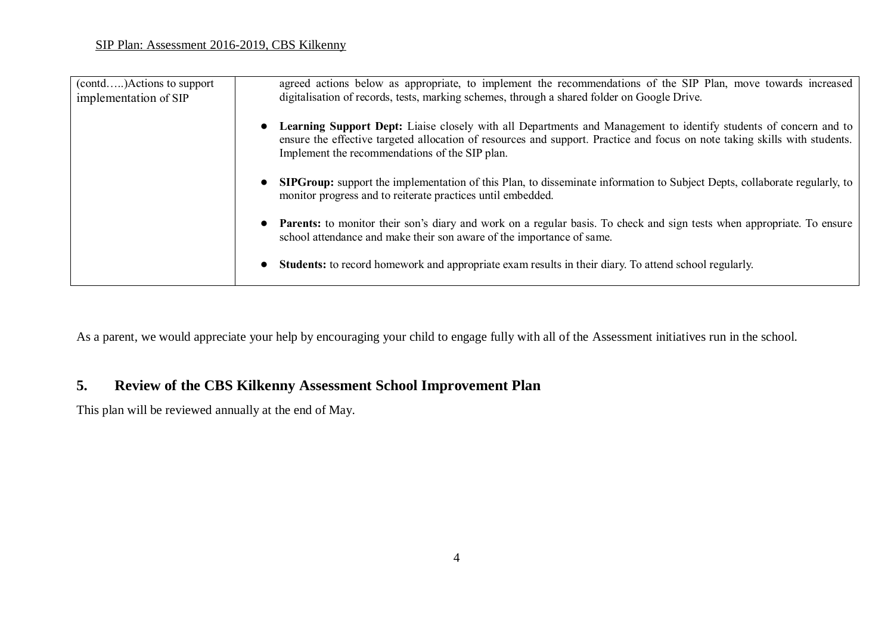| | |
|---|---|
| (contd…..)Actions to support implementation of SIP | agreed actions below as appropriate, to implement the recommendations of the SIP Plan, move towards increased digitalisation of records, tests, marking schemes, through a shared folder on Google Drive.<br><br>● **Learning Support Dept:** Liaise closely with all Departments and Management to identify students of concern and to ensure the effective targeted allocation of resources and support. Practice and focus on note taking skills with students. Implement the recommendations of the SIP plan.<br><br>● **SIPGroup:** support the implementation of this Plan, to disseminate information to Subject Depts, collaborate regularly, to monitor progress and to reiterate practices until embedded.<br><br>● **Parents:** to monitor their son's diary and work on a regular basis. To check and sign tests when appropriate. To ensure school attendance and make their son aware of the importance of same.<br><br>● **Students:** to record homework and appropriate exam results in their diary. To attend school regularly. |

As a parent, we would appreciate your help by encouraging your child to engage fully with all of the Assessment initiatives run in the school.

## 5. Review of the CBS Kilkenny Assessment School Improvement Plan

This plan will be reviewed annually at the end of May.